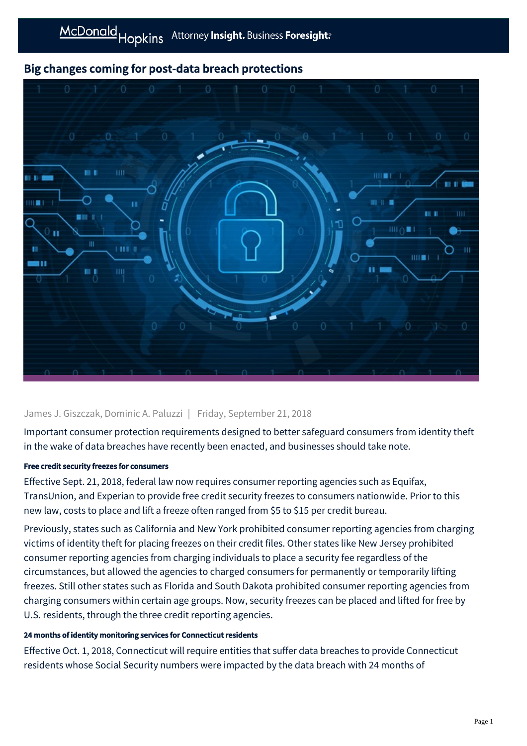# Big changes coming for post-data breach protections

James J. Giszczak, Dominic A. Paluzzi | Friday, September 21, 2018

Important consumer protection requirements designed to better safeguard consumers from identity theft in the wake of data breaches have recently been enacted, and businesses should take note.

#### Free credit security freezes for consumers

Effective Sept. 21, 2018, federal law now requires consumer reporting agencies such as Equifax, TransUnion, and Experian to provide free credit security freezes to consumers nationwide. Prior to this new law, costs to place and lift a freeze often ranged from $5 to $15 per credit bureau.

Previously, states such as California and New York prohibited consumer reporting agencies from charging victims of identity theft for placing freezes on their credit files. Other states like New Jersey prohibited consumer reporting agencies from charging individuals to place a security fee regardless of the circumstances, but allowed the agencies to charged consumers for permanently or temporarily lifting freezes. Still other states such as Florida and South Dakota prohibited consumer reporting agencies from charging consumers within certain age groups. Now, security freezes can be placed and lifted for free by U.S. residents, through the three credit reporting agencies.

#### 24 months of identity monitoring services for Connecticut residents

Effective Oct. 1, 2018, Connecticut will require entities that suffer data breaches to provide Connecticut residents whose Social Security numbers were impacted by the data breach with 24 months of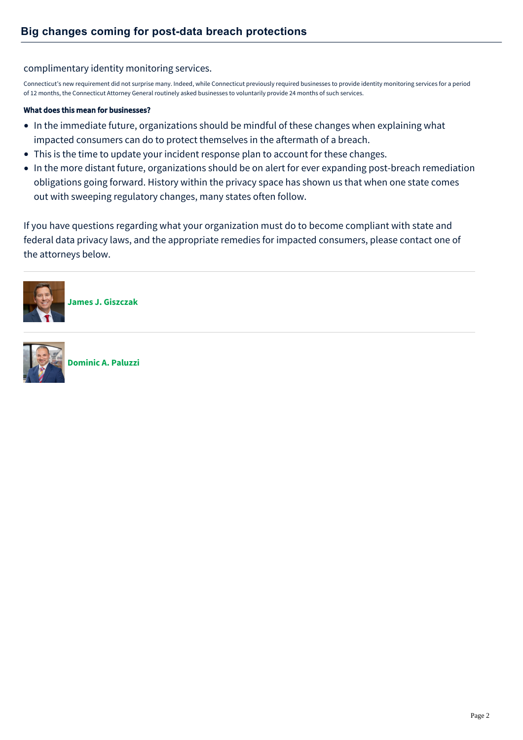complimentary identity monitoring services.

Connecticut's new requirement did not surprise many. Indeed, while Connecticut previously required businesses to provide identity monitoring services for a period of 12 months, the Connecticut Attorney General routinely asked businesses to voluntarily provide 24 months of such services.

**What does this mean for businesses?**

- In the immediate future, organizations should be mindful of these changes when explaining what impacted consumers can do to protect themselves in the aftermath of a breach.
- This is the time to update your incident response plan to account for these changes.
- In the more distant future, organizations should be on alert for ever expanding post-breach remediation obligations going forward. History within the privacy space has shown us that when one state comes out with sweeping regulatory changes, many states often follow.

If you have questions regarding what your organization must do to become compliant with state and federal data privacy laws, and the appropriate remedies for impacted consumers, please contact one of the attorneys below.

---

**James J. Giszczak**

---

**Dominic A. Paluzzi**